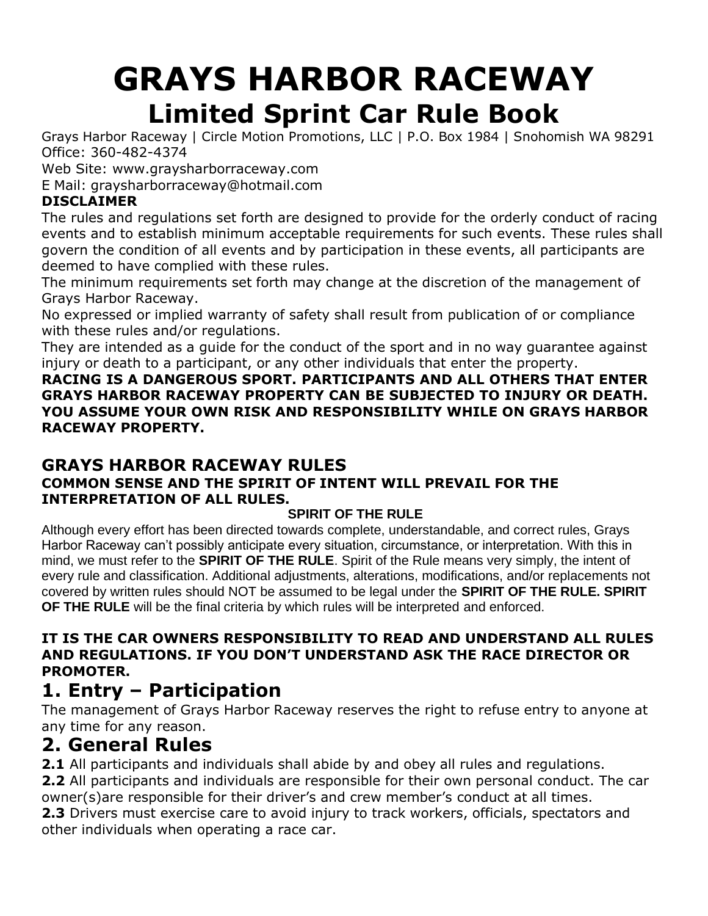# GRAYS HARBOR RACEWAY

## Limited Sprint Car Rule Book

Grays Harbor Raceway | Circle Motion Promotions, LLC | P.O. Box 1984 | Snohomish WA 98291
Office: 360-482-4374
Web Site: www.graysharborraceway.com
E Mail: graysharborraceway@hotmail.com

**DISCLAIMER**

The rules and regulations set forth are designed to provide for the orderly conduct of racing events and to establish minimum acceptable requirements for such events. These rules shall govern the condition of all events and by participation in these events, all participants are deemed to have complied with these rules.

The minimum requirements set forth may change at the discretion of the management of Grays Harbor Raceway.

No expressed or implied warranty of safety shall result from publication of or compliance with these rules and/or regulations.

They are intended as a guide for the conduct of the sport and in no way guarantee against injury or death to a participant, or any other individuals that enter the property.

**RACING IS A DANGEROUS SPORT. PARTICIPANTS AND ALL OTHERS THAT ENTER GRAYS HARBOR RACEWAY PROPERTY CAN BE SUBJECTED TO INJURY OR DEATH. YOU ASSUME YOUR OWN RISK AND RESPONSIBILITY WHILE ON GRAYS HARBOR RACEWAY PROPERTY.**

### GRAYS HARBOR RACEWAY RULES

**COMMON SENSE AND THE SPIRIT OF INTENT WILL PREVAIL FOR THE INTERPRETATION OF ALL RULES.**

**SPIRIT OF THE RULE**

Although every effort has been directed towards complete, understandable, and correct rules, Grays Harbor Raceway can't possibly anticipate every situation, circumstance, or interpretation. With this in mind, we must refer to the **SPIRIT OF THE RULE**. Spirit of the Rule means very simply, the intent of every rule and classification. Additional adjustments, alterations, modifications, and/or replacements not covered by written rules should NOT be assumed to be legal under the **SPIRIT OF THE RULE. SPIRIT OF THE RULE** will be the final criteria by which rules will be interpreted and enforced.

**IT IS THE CAR OWNERS RESPONSIBILITY TO READ AND UNDERSTAND ALL RULES AND REGULATIONS. IF YOU DON'T UNDERSTAND ASK THE RACE DIRECTOR OR PROMOTER.**

## 1. Entry – Participation

The management of Grays Harbor Raceway reserves the right to refuse entry to anyone at any time for any reason.

## 2. General Rules

**2.1** All participants and individuals shall abide by and obey all rules and regulations.

**2.2** All participants and individuals are responsible for their own personal conduct. The car owner(s)are responsible for their driver's and crew member's conduct at all times.

**2.3** Drivers must exercise care to avoid injury to track workers, officials, spectators and other individuals when operating a race car.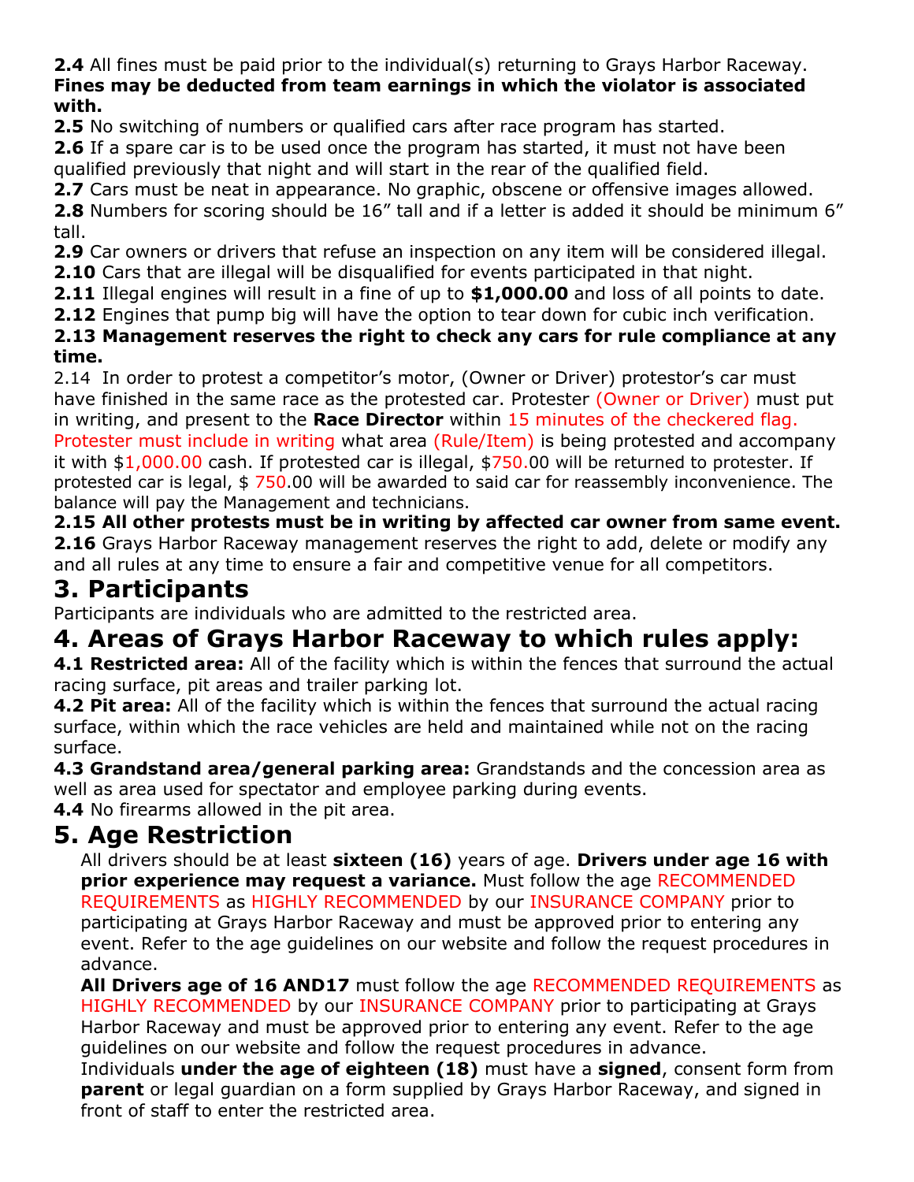**2.4** All fines must be paid prior to the individual(s) returning to Grays Harbor Raceway. **Fines may be deducted from team earnings in which the violator is associated with.**

**2.5** No switching of numbers or qualified cars after race program has started.

**2.6** If a spare car is to be used once the program has started, it must not have been qualified previously that night and will start in the rear of the qualified field.

**2.7** Cars must be neat in appearance. No graphic, obscene or offensive images allowed.

**2.8** Numbers for scoring should be 16" tall and if a letter is added it should be minimum 6" tall.

**2.9** Car owners or drivers that refuse an inspection on any item will be considered illegal.

**2.10** Cars that are illegal will be disqualified for events participated in that night.

**2.11** Illegal engines will result in a fine of up to **$1,000.00** and loss of all points to date.

**2.12** Engines that pump big will have the option to tear down for cubic inch verification.

**2.13 Management reserves the right to check any cars for rule compliance at any time.**

2.14 In order to protest a competitor's motor, (Owner or Driver) protestor's car must have finished in the same race as the protested car. Protester (Owner or Driver) must put in writing, and present to the **Race Director** within 15 minutes of the checkered flag. Protester must include in writing what area (Rule/Item) is being protested and accompany it with $1,000.00 cash. If protested car is illegal, $750.00 will be returned to protester. If protested car is legal, $ 750.00 will be awarded to said car for reassembly inconvenience. The balance will pay the Management and technicians.

**2.15 All other protests must be in writing by affected car owner from same event.**

**2.16** Grays Harbor Raceway management reserves the right to add, delete or modify any and all rules at any time to ensure a fair and competitive venue for all competitors.

# 3. Participants

Participants are individuals who are admitted to the restricted area.

# 4. Areas of Grays Harbor Raceway to which rules apply:

**4.1 Restricted area:** All of the facility which is within the fences that surround the actual racing surface, pit areas and trailer parking lot.

**4.2 Pit area:** All of the facility which is within the fences that surround the actual racing surface, within which the race vehicles are held and maintained while not on the racing surface.

**4.3 Grandstand area/general parking area:** Grandstands and the concession area as well as area used for spectator and employee parking during events.

**4.4** No firearms allowed in the pit area.

# 5. Age Restriction

All drivers should be at least **sixteen (16)** years of age. **Drivers under age 16 with prior experience may request a variance.** Must follow the age RECOMMENDED REQUIREMENTS as HIGHLY RECOMMENDED by our INSURANCE COMPANY prior to participating at Grays Harbor Raceway and must be approved prior to entering any event. Refer to the age guidelines on our website and follow the request procedures in advance.

**All Drivers age of 16 AND17** must follow the age RECOMMENDED REQUIREMENTS as HIGHLY RECOMMENDED by our INSURANCE COMPANY prior to participating at Grays Harbor Raceway and must be approved prior to entering any event. Refer to the age guidelines on our website and follow the request procedures in advance.

Individuals **under the age of eighteen (18)** must have a **signed**, consent form from **parent** or legal guardian on a form supplied by Grays Harbor Raceway, and signed in front of staff to enter the restricted area.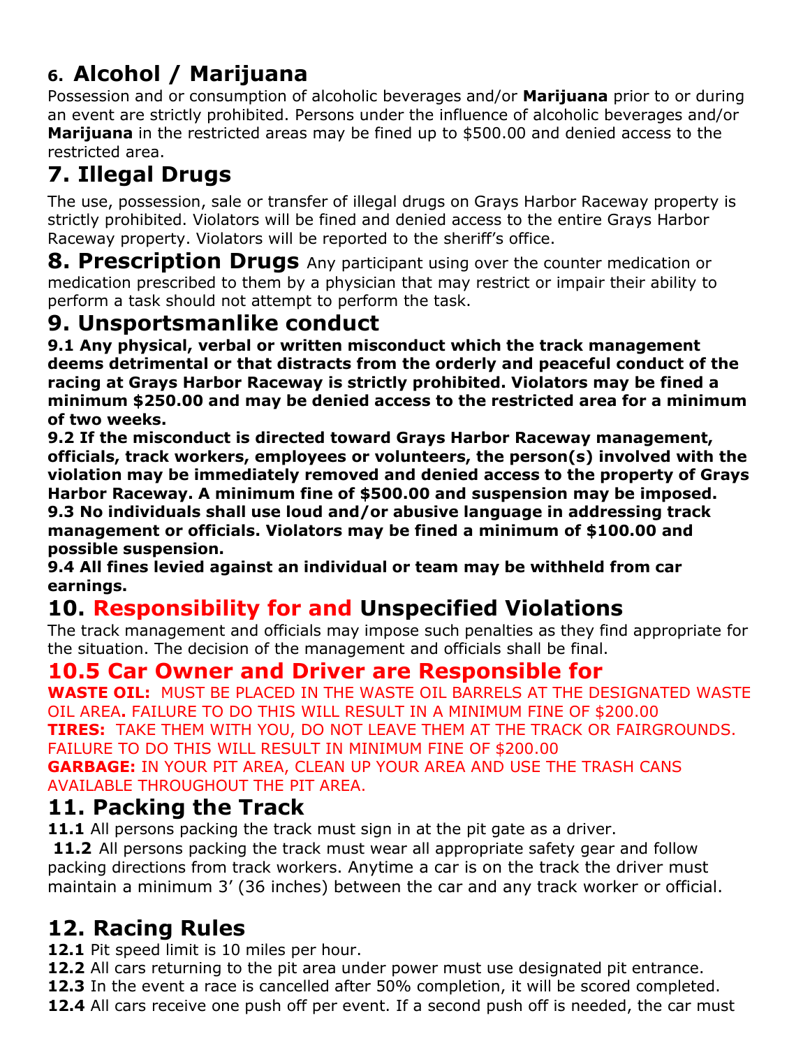## 6. Alcohol / Marijuana

Possession and or consumption of alcoholic beverages and/or **Marijuana** prior to or during an event are strictly prohibited. Persons under the influence of alcoholic beverages and/or **Marijuana** in the restricted areas may be fined up to $500.00 and denied access to the restricted area.

## 7. Illegal Drugs

The use, possession, sale or transfer of illegal drugs on Grays Harbor Raceway property is strictly prohibited. Violators will be fined and denied access to the entire Grays Harbor Raceway property. Violators will be reported to the sheriff's office.

**8. Prescription Drugs** Any participant using over the counter medication or medication prescribed to them by a physician that may restrict or impair their ability to perform a task should not attempt to perform the task.

## 9. Unsportsmanlike conduct

**9.1 Any physical, verbal or written misconduct which the track management deems detrimental or that distracts from the orderly and peaceful conduct of the racing at Grays Harbor Raceway is strictly prohibited. Violators may be fined a minimum $250.00 and may be denied access to the restricted area for a minimum of two weeks.**

**9.2 If the misconduct is directed toward Grays Harbor Raceway management, officials, track workers, employees or volunteers, the person(s) involved with the violation may be immediately removed and denied access to the property of Grays Harbor Raceway. A minimum fine of $500.00 and suspension may be imposed.**

**9.3 No individuals shall use loud and/or abusive language in addressing track management or officials. Violators may be fined a minimum of $100.00 and possible suspension.**

**9.4 All fines levied against an individual or team may be withheld from car earnings.**

## 10. Responsibility for and Unspecified Violations

The track management and officials may impose such penalties as they find appropriate for the situation. The decision of the management and officials shall be final.

### 10.5 Car Owner and Driver are Responsible for

**WASTE OIL:** MUST BE PLACED IN THE WASTE OIL BARRELS AT THE DESIGNATED WASTE OIL AREA**.** FAILURE TO DO THIS WILL RESULT IN A MINIMUM FINE OF $200.00

**TIRES:** TAKE THEM WITH YOU, DO NOT LEAVE THEM AT THE TRACK OR FAIRGROUNDS. FAILURE TO DO THIS WILL RESULT IN MINIMUM FINE OF $200.00

**GARBAGE:** IN YOUR PIT AREA, CLEAN UP YOUR AREA AND USE THE TRASH CANS AVAILABLE THROUGHOUT THE PIT AREA.

## 11. Packing the Track

**11.1** All persons packing the track must sign in at the pit gate as a driver.

**11.2** All persons packing the track must wear all appropriate safety gear and follow packing directions from track workers. Anytime a car is on the track the driver must maintain a minimum 3' (36 inches) between the car and any track worker or official.

## 12. Racing Rules

**12.1** Pit speed limit is 10 miles per hour.

**12.2** All cars returning to the pit area under power must use designated pit entrance.

**12.3** In the event a race is cancelled after 50% completion, it will be scored completed.

**12.4** All cars receive one push off per event. If a second push off is needed, the car must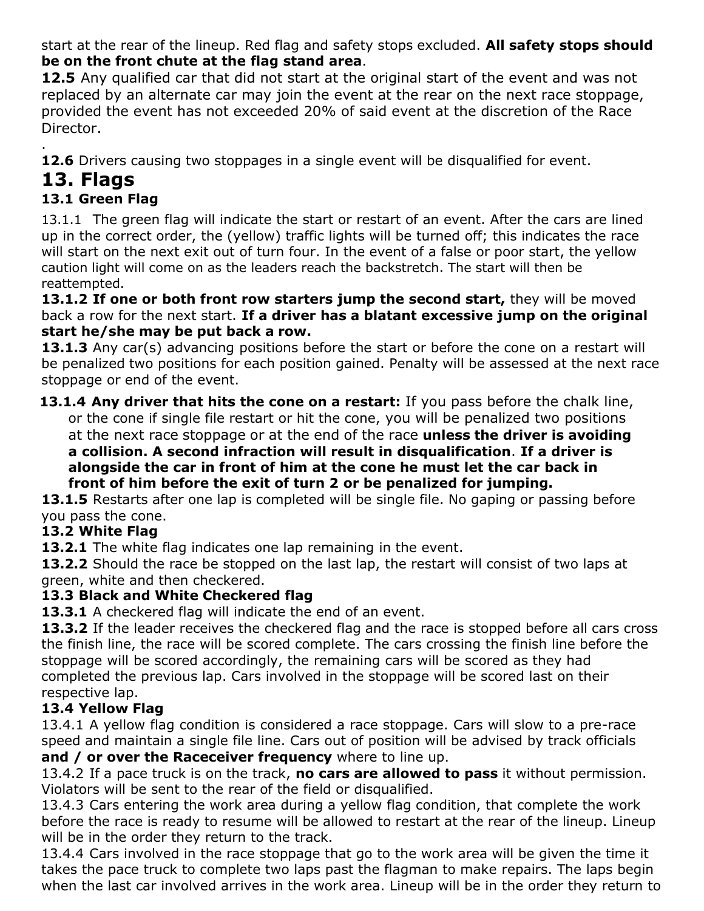start at the rear of the lineup. Red flag and safety stops excluded. **All safety stops should be on the front chute at the flag stand area**.

**12.5** Any qualified car that did not start at the original start of the event and was not replaced by an alternate car may join the event at the rear on the next race stoppage, provided the event has not exceeded 20% of said event at the discretion of the Race Director.

.

**12.6** Drivers causing two stoppages in a single event will be disqualified for event.

# 13. Flags

### 13.1 Green Flag

13.1.1 The green flag will indicate the start or restart of an event. After the cars are lined up in the correct order, the (yellow) traffic lights will be turned off; this indicates the race will start on the next exit out of turn four. In the event of a false or poor start, the yellow caution light will come on as the leaders reach the backstretch. The start will then be reattempted.

**13.1.2 If one or both front row starters jump the second start,** they will be moved back a row for the next start. **If a driver has a blatant excessive jump on the original start he/she may be put back a row.**

**13.1.3** Any car(s) advancing positions before the start or before the cone on a restart will be penalized two positions for each position gained. Penalty will be assessed at the next race stoppage or end of the event.

**13.1.4 Any driver that hits the cone on a restart:** If you pass before the chalk line, or the cone if single file restart or hit the cone, you will be penalized two positions at the next race stoppage or at the end of the race **unless the driver is avoiding a collision. A second infraction will result in disqualification**. **If a driver is alongside the car in front of him at the cone he must let the car back in front of him before the exit of turn 2 or be penalized for jumping.**

**13.1.5** Restarts after one lap is completed will be single file. No gaping or passing before you pass the cone.

### 13.2 White Flag

**13.2.1** The white flag indicates one lap remaining in the event.

**13.2.2** Should the race be stopped on the last lap, the restart will consist of two laps at green, white and then checkered.

### 13.3 Black and White Checkered flag

**13.3.1** A checkered flag will indicate the end of an event.

**13.3.2** If the leader receives the checkered flag and the race is stopped before all cars cross the finish line, the race will be scored complete. The cars crossing the finish line before the stoppage will be scored accordingly, the remaining cars will be scored as they had completed the previous lap. Cars involved in the stoppage will be scored last on their respective lap.

### 13.4 Yellow Flag

13.4.1 A yellow flag condition is considered a race stoppage. Cars will slow to a pre-race speed and maintain a single file line. Cars out of position will be advised by track officials **and / or over the Raceceiver frequency** where to line up.

13.4.2 If a pace truck is on the track, **no cars are allowed to pass** it without permission. Violators will be sent to the rear of the field or disqualified.

13.4.3 Cars entering the work area during a yellow flag condition, that complete the work before the race is ready to resume will be allowed to restart at the rear of the lineup. Lineup will be in the order they return to the track.

13.4.4 Cars involved in the race stoppage that go to the work area will be given the time it takes the pace truck to complete two laps past the flagman to make repairs. The laps begin when the last car involved arrives in the work area. Lineup will be in the order they return to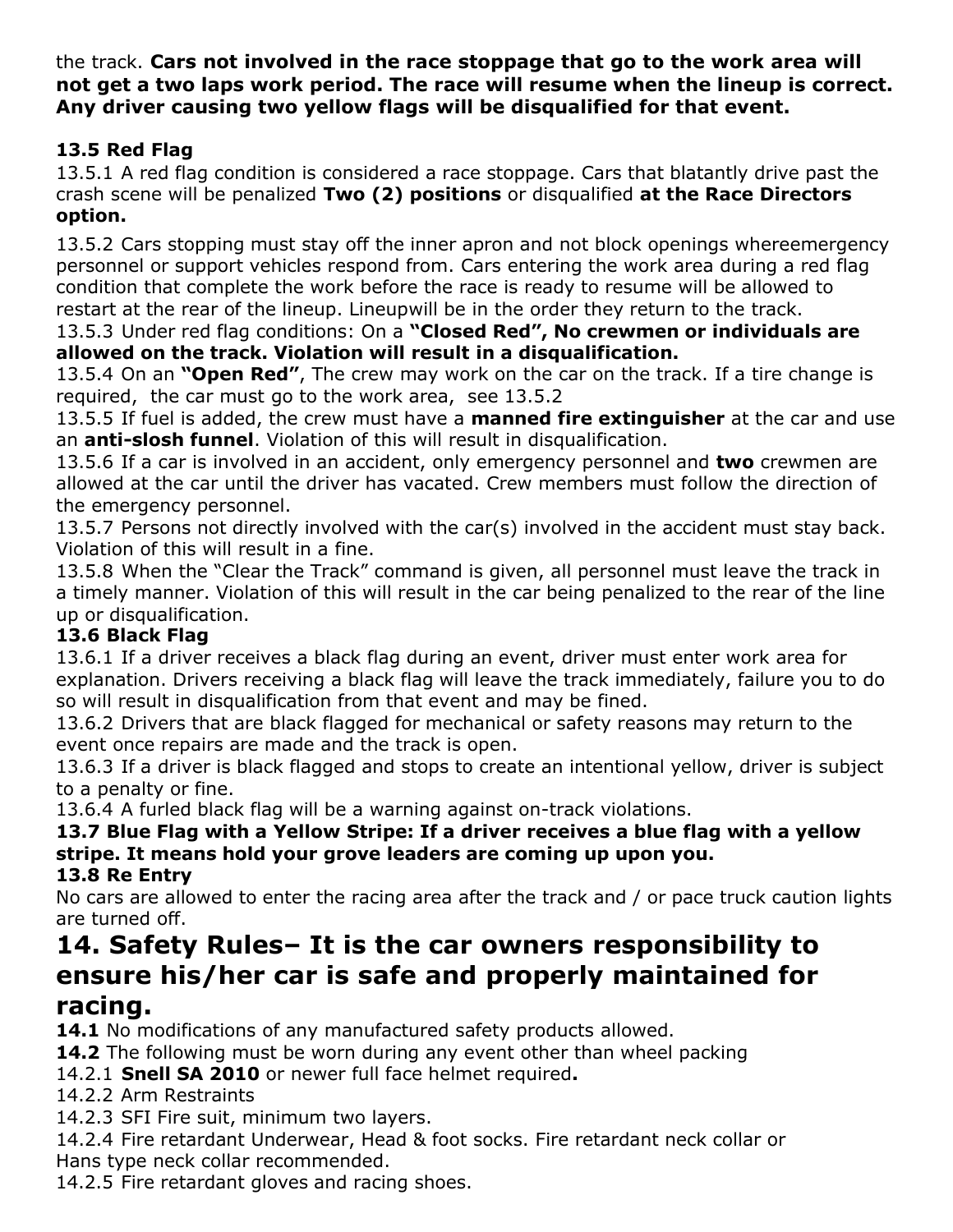the track. **Cars not involved in the race stoppage that go to the work area will not get a two laps work period. The race will resume when the lineup is correct. Any driver causing two yellow flags will be disqualified for that event.**

### 13.5 Red Flag

13.5.1 A red flag condition is considered a race stoppage. Cars that blatantly drive past the crash scene will be penalized **Two (2) positions** or disqualified **at the Race Directors option.**

13.5.2 Cars stopping must stay off the inner apron and not block openings whereemergency personnel or support vehicles respond from. Cars entering the work area during a red flag condition that complete the work before the race is ready to resume will be allowed to restart at the rear of the lineup. Lineupwill be in the order they return to the track.

13.5.3 Under red flag conditions: On a **"Closed Red", No crewmen or individuals are allowed on the track. Violation will result in a disqualification.**

13.5.4 On an **"Open Red"**, The crew may work on the car on the track. If a tire change is required, the car must go to the work area, see 13.5.2

13.5.5 If fuel is added, the crew must have a **manned fire extinguisher** at the car and use an **anti-slosh funnel**. Violation of this will result in disqualification.

13.5.6 If a car is involved in an accident, only emergency personnel and **two** crewmen are allowed at the car until the driver has vacated. Crew members must follow the direction of the emergency personnel.

13.5.7 Persons not directly involved with the car(s) involved in the accident must stay back. Violation of this will result in a fine.

13.5.8 When the "Clear the Track" command is given, all personnel must leave the track in a timely manner. Violation of this will result in the car being penalized to the rear of the line up or disqualification.

### 13.6 Black Flag

13.6.1 If a driver receives a black flag during an event, driver must enter work area for explanation. Drivers receiving a black flag will leave the track immediately, failure you to do so will result in disqualification from that event and may be fined.

13.6.2 Drivers that are black flagged for mechanical or safety reasons may return to the event once repairs are made and the track is open.

13.6.3 If a driver is black flagged and stops to create an intentional yellow, driver is subject to a penalty or fine.

13.6.4 A furled black flag will be a warning against on-track violations.

### 13.7 Blue Flag with a Yellow Stripe: If a driver receives a blue flag with a yellow stripe. It means hold your grove leaders are coming up upon you.

### 13.8 Re Entry

No cars are allowed to enter the racing area after the track and / or pace truck caution lights are turned off.

## 14. Safety Rules– It is the car owners responsibility to ensure his/her car is safe and properly maintained for racing.

**14.1** No modifications of any manufactured safety products allowed.

**14.2** The following must be worn during any event other than wheel packing

14.2.1 **Snell SA 2010** or newer full face helmet required**.**

14.2.2 Arm Restraints

14.2.3 SFI Fire suit, minimum two layers.

14.2.4 Fire retardant Underwear, Head & foot socks. Fire retardant neck collar or Hans type neck collar recommended.

14.2.5 Fire retardant gloves and racing shoes.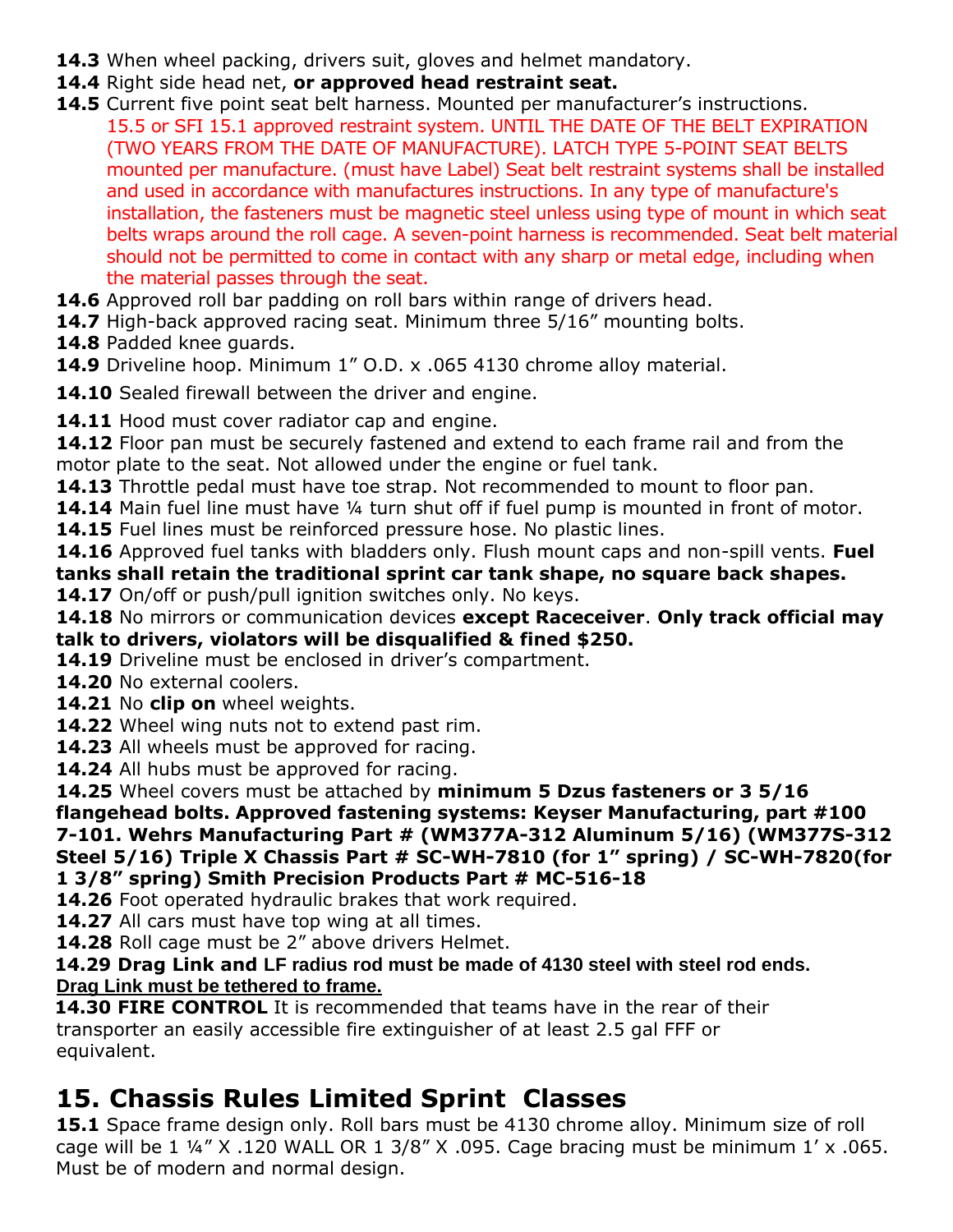**14.3** When wheel packing, drivers suit, gloves and helmet mandatory.

**14.4** Right side head net, **or approved head restraint seat.**

**14.5** Current five point seat belt harness. Mounted per manufacturer's instructions. 15.5 or SFI 15.1 approved restraint system. UNTIL THE DATE OF THE BELT EXPIRATION (TWO YEARS FROM THE DATE OF MANUFACTURE). LATCH TYPE 5-POINT SEAT BELTS mounted per manufacture. (must have Label) Seat belt restraint systems shall be installed and used in accordance with manufactures instructions. In any type of manufacture's installation, the fasteners must be magnetic steel unless using type of mount in which seat belts wraps around the roll cage. A seven-point harness is recommended. Seat belt material should not be permitted to come in contact with any sharp or metal edge, including when the material passes through the seat.

**14.6** Approved roll bar padding on roll bars within range of drivers head.

**14.7** High-back approved racing seat. Minimum three 5/16" mounting bolts.

**14.8** Padded knee guards.

**14.9** Driveline hoop. Minimum 1" O.D. x .065 4130 chrome alloy material.

**14.10** Sealed firewall between the driver and engine.

**14.11** Hood must cover radiator cap and engine.

**14.12** Floor pan must be securely fastened and extend to each frame rail and from the motor plate to the seat. Not allowed under the engine or fuel tank.

**14.13** Throttle pedal must have toe strap. Not recommended to mount to floor pan.

**14.14** Main fuel line must have ¼ turn shut off if fuel pump is mounted in front of motor.

**14.15** Fuel lines must be reinforced pressure hose. No plastic lines.

**14.16** Approved fuel tanks with bladders only. Flush mount caps and non-spill vents. **Fuel tanks shall retain the traditional sprint car tank shape, no square back shapes.**

**14.17** On/off or push/pull ignition switches only. No keys.

**14.18** No mirrors or communication devices **except Raceceiver**. **Only track official may talk to drivers, violators will be disqualified & fined $250.**

**14.19** Driveline must be enclosed in driver's compartment.

**14.20** No external coolers.

**14.21** No **clip on** wheel weights.

**14.22** Wheel wing nuts not to extend past rim.

**14.23** All wheels must be approved for racing.

**14.24** All hubs must be approved for racing.

**14.25** Wheel covers must be attached by **minimum 5 Dzus fasteners or 3 5/16 flangehead bolts. Approved fastening systems: Keyser Manufacturing, part #100 7-101. Wehrs Manufacturing Part # (WM377A-312 Aluminum 5/16) (WM377S-312 Steel 5/16) Triple X Chassis Part # SC-WH-7810 (for 1" spring) / SC-WH-7820(for 1 3/8" spring) Smith Precision Products Part # MC-516-18**

**14.26** Foot operated hydraulic brakes that work required.

**14.27** All cars must have top wing at all times.

**14.28** Roll cage must be 2" above drivers Helmet.

**14.29 Drag Link and LF radius rod must be made of 4130 steel with steel rod ends. <u>Drag Link must be tethered to frame.</u>**

**14.30 FIRE CONTROL** It is recommended that teams have in the rear of their transporter an easily accessible fire extinguisher of at least 2.5 gal FFF or equivalent.

## 15. Chassis Rules Limited Sprint Classes

**15.1** Space frame design only. Roll bars must be 4130 chrome alloy. Minimum size of roll cage will be 1 ¼" X .120 WALL OR 1 3/8" X .095. Cage bracing must be minimum 1' x .065. Must be of modern and normal design.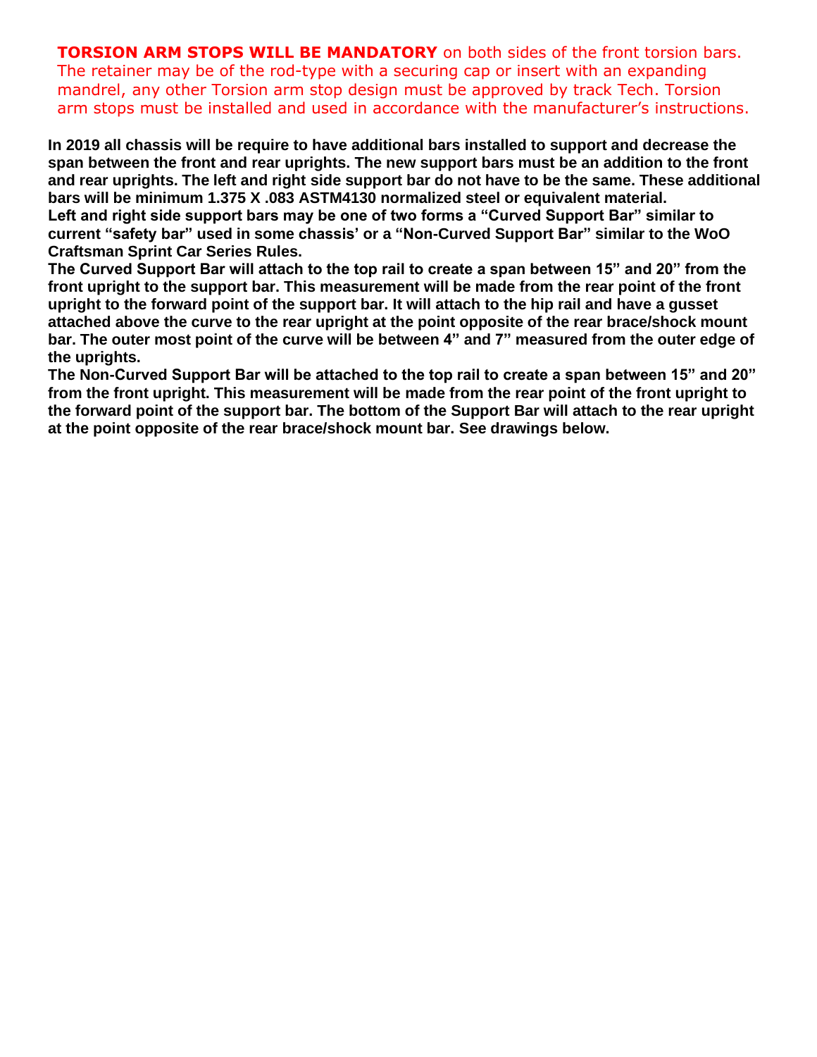**TORSION ARM STOPS WILL BE MANDATORY** on both sides of the front torsion bars. The retainer may be of the rod-type with a securing cap or insert with an expanding mandrel, any other Torsion arm stop design must be approved by track Tech. Torsion arm stops must be installed and used in accordance with the manufacturer's instructions.

**In 2019 all chassis will be require to have additional bars installed to support and decrease the span between the front and rear uprights. The new support bars must be an addition to the front and rear uprights. The left and right side support bar do not have to be the same. These additional bars will be minimum 1.375 X .083 ASTM4130 normalized steel or equivalent material.**
**Left and right side support bars may be one of two forms a "Curved Support Bar" similar to current "safety bar" used in some chassis' or a "Non-Curved Support Bar" similar to the WoO Craftsman Sprint Car Series Rules.**
**The Curved Support Bar will attach to the top rail to create a span between 15" and 20" from the front upright to the support bar. This measurement will be made from the rear point of the front upright to the forward point of the support bar. It will attach to the hip rail and have a gusset attached above the curve to the rear upright at the point opposite of the rear brace/shock mount bar. The outer most point of the curve will be between 4" and 7" measured from the outer edge of the uprights.**
**The Non-Curved Support Bar will be attached to the top rail to create a span between 15" and 20" from the front upright. This measurement will be made from the rear point of the front upright to the forward point of the support bar. The bottom of the Support Bar will attach to the rear upright at the point opposite of the rear brace/shock mount bar. See drawings below.**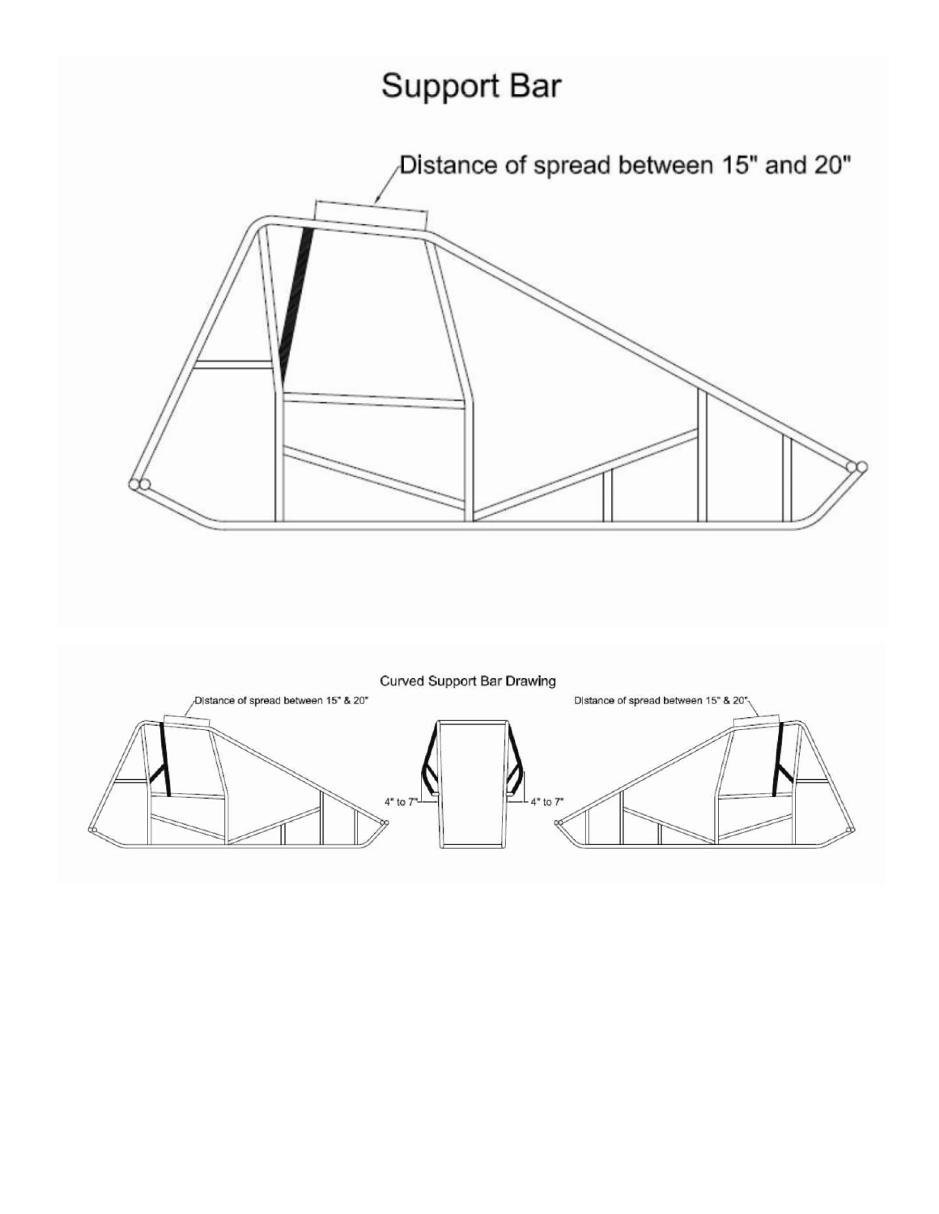# Support Bar

Distance of spread between 15" and 20"

Curved Support Bar Drawing

Distance of spread between 15" & 20"

4" to 7"

4" to 7"

Distance of spread between 15" & 20"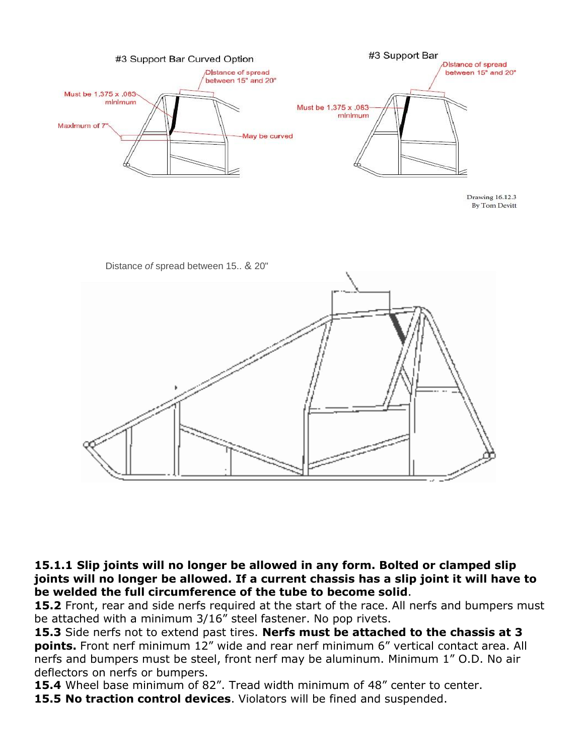#3 Support Bar Curved Option

Distance of spread between 15" and 20"

Must be 1,375 x ,083 minimum

Maximum of 7"

May be curved

#3 Support Bar

Distance of spread between 15" and 20"

Must be 1,375 x ,083 minimum

Drawing 16.12.3
By Tom Devitt

Distance *of* spread between 15.. & 20"

**15.1.1 Slip joints will no longer be allowed in any form. Bolted or clamped slip joints will no longer be allowed. If a current chassis has a slip joint it will have to be welded the full circumference of the tube to become solid**.

**15.2** Front, rear and side nerfs required at the start of the race. All nerfs and bumpers must be attached with a minimum 3/16" steel fastener. No pop rivets.

**15.3** Side nerfs not to extend past tires. **Nerfs must be attached to the chassis at 3 points.** Front nerf minimum 12" wide and rear nerf minimum 6" vertical contact area. All nerfs and bumpers must be steel, front nerf may be aluminum. Minimum 1" O.D. No air deflectors on nerfs or bumpers.

**15.4** Wheel base minimum of 82". Tread width minimum of 48" center to center.

**15.5 No traction control devices**. Violators will be fined and suspended.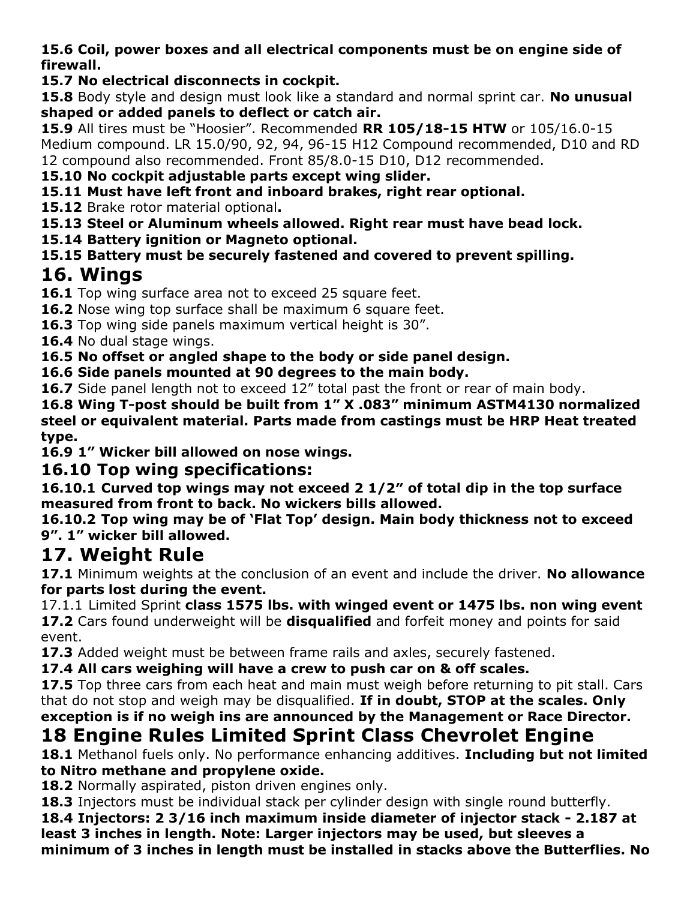**15.6 Coil, power boxes and all electrical components must be on engine side of firewall.**

**15.7 No electrical disconnects in cockpit.**

**15.8** Body style and design must look like a standard and normal sprint car. **No unusual shaped or added panels to deflect or catch air.**

**15.9** All tires must be "Hoosier". Recommended **RR 105/18-15 HTW** or 105/16.0-15 Medium compound. LR 15.0/90, 92, 94, 96-15 H12 Compound recommended, D10 and RD 12 compound also recommended. Front 85/8.0-15 D10, D12 recommended.

**15.10 No cockpit adjustable parts except wing slider.**

**15.11 Must have left front and inboard brakes, right rear optional.**

**15.12** Brake rotor material optional**.**

**15.13 Steel or Aluminum wheels allowed. Right rear must have bead lock.**

**15.14 Battery ignition or Magneto optional.**

**15.15 Battery must be securely fastened and covered to prevent spilling.**

# 16. Wings

**16.1** Top wing surface area not to exceed 25 square feet.

**16.2** Nose wing top surface shall be maximum 6 square feet.

**16.3** Top wing side panels maximum vertical height is 30".

**16.4** No dual stage wings.

**16.5 No offset or angled shape to the body or side panel design.**

**16.6 Side panels mounted at 90 degrees to the main body.**

**16.7** Side panel length not to exceed 12" total past the front or rear of main body.

**16.8 Wing T-post should be built from 1" X .083" minimum ASTM4130 normalized steel or equivalent material. Parts made from castings must be HRP Heat treated type.**

**16.9 1" Wicker bill allowed on nose wings.**

## 16.10 Top wing specifications:

**16.10.1 Curved top wings may not exceed 2 1/2" of total dip in the top surface measured from front to back. No wickers bills allowed.**

**16.10.2 Top wing may be of 'Flat Top' design. Main body thickness not to exceed 9". 1" wicker bill allowed.**

# 17. Weight Rule

**17.1** Minimum weights at the conclusion of an event and include the driver. **No allowance for parts lost during the event.**

17.1.1 Limited Sprint **class 1575 lbs. with winged event or 1475 lbs. non wing event**

**17.2** Cars found underweight will be **disqualified** and forfeit money and points for said event.

**17.3** Added weight must be between frame rails and axles, securely fastened.

**17.4 All cars weighing will have a crew to push car on & off scales.**

**17.5** Top three cars from each heat and main must weigh before returning to pit stall. Cars that do not stop and weigh may be disqualified. **If in doubt, STOP at the scales. Only exception is if no weigh ins are announced by the Management or Race Director.**

# 18 Engine Rules Limited Sprint Class Chevrolet Engine

**18.1** Methanol fuels only. No performance enhancing additives. **Including but not limited to Nitro methane and propylene oxide.**

**18.2** Normally aspirated, piston driven engines only.

**18.3** Injectors must be individual stack per cylinder design with single round butterfly.

**18.4 Injectors: 2 3/16 inch maximum inside diameter of injector stack - 2.187 at least 3 inches in length. Note: Larger injectors may be used, but sleeves a minimum of 3 inches in length must be installed in stacks above the Butterflies. No**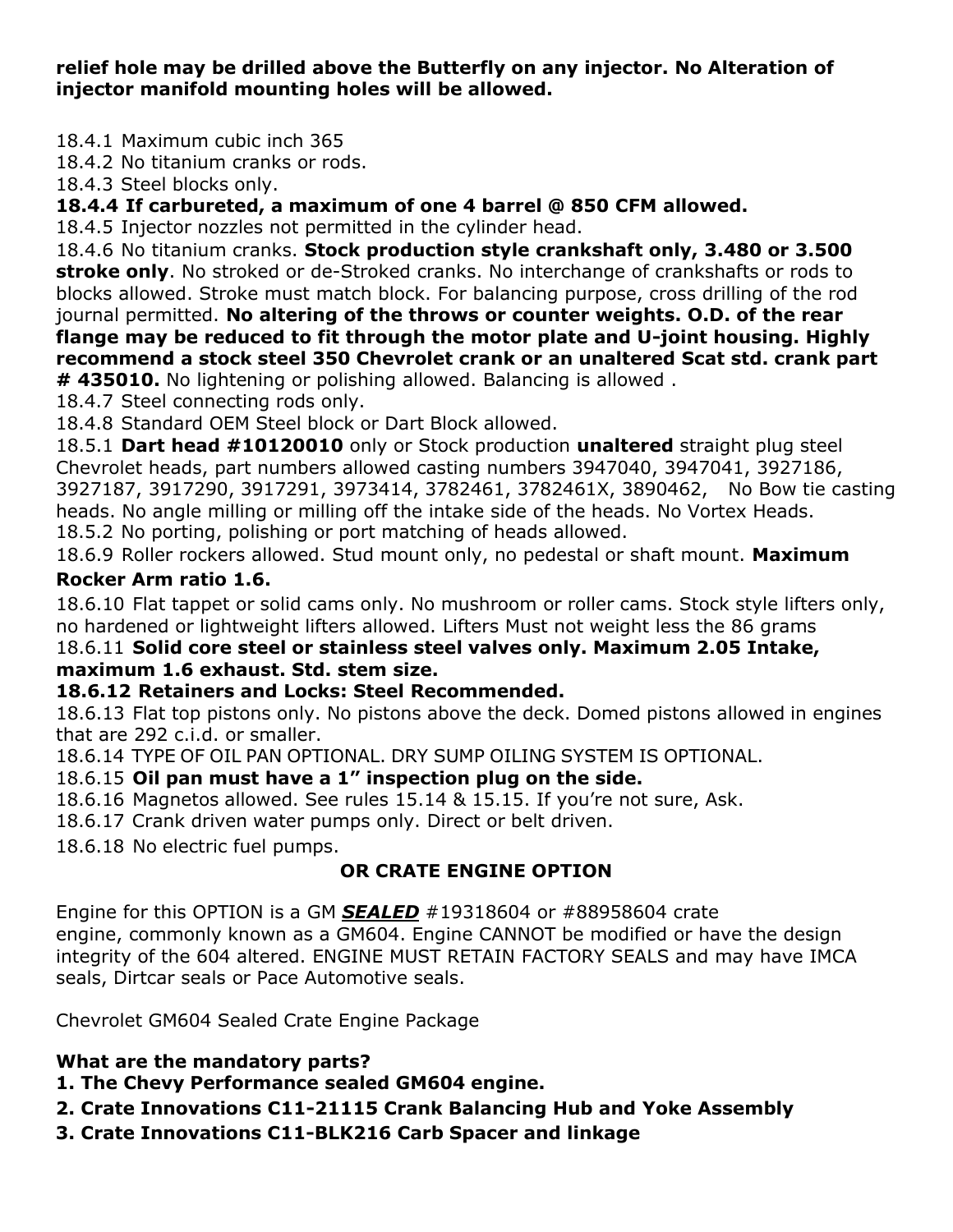**relief hole may be drilled above the Butterfly on any injector. No Alteration of injector manifold mounting holes will be allowed.**

18.4.1 Maximum cubic inch 365
18.4.2 No titanium cranks or rods.
18.4.3 Steel blocks only.
**18.4.4 If carbureted, a maximum of one 4 barrel @ 850 CFM allowed.**
18.4.5 Injector nozzles not permitted in the cylinder head.
18.4.6 No titanium cranks. **Stock production style crankshaft only, 3.480 or 3.500 stroke only**. No stroked or de-Stroked cranks. No interchange of crankshafts or rods to blocks allowed. Stroke must match block. For balancing purpose, cross drilling of the rod journal permitted. **No altering of the throws or counter weights. O.D. of the rear flange may be reduced to fit through the motor plate and U-joint housing. Highly recommend a stock steel 350 Chevrolet crank or an unaltered Scat std. crank part # 435010.** No lightening or polishing allowed. Balancing is allowed .
18.4.7 Steel connecting rods only.
18.4.8 Standard OEM Steel block or Dart Block allowed.
18.5.1 **Dart head #10120010** only or Stock production **unaltered** straight plug steel Chevrolet heads, part numbers allowed casting numbers 3947040, 3947041, 3927186, 3927187, 3917290, 3917291, 3973414, 3782461, 3782461X, 3890462, No Bow tie casting heads. No angle milling or milling off the intake side of the heads. No Vortex Heads.
18.5.2 No porting, polishing or port matching of heads allowed.
18.6.9 Roller rockers allowed. Stud mount only, no pedestal or shaft mount. **Maximum Rocker Arm ratio 1.6.**
18.6.10 Flat tappet or solid cams only. No mushroom or roller cams. Stock style lifters only, no hardened or lightweight lifters allowed. Lifters Must not weight less the 86 grams
18.6.11 **Solid core steel or stainless steel valves only. Maximum 2.05 Intake, maximum 1.6 exhaust. Std. stem size.**
**18.6.12 Retainers and Locks: Steel Recommended.**
18.6.13 Flat top pistons only. No pistons above the deck. Domed pistons allowed in engines that are 292 c.i.d. or smaller.
18.6.14 TYPE OF OIL PAN OPTIONAL. DRY SUMP OILING SYSTEM IS OPTIONAL.
18.6.15 **Oil pan must have a 1" inspection plug on the side.**
18.6.16 Magnetos allowed. See rules 15.14 & 15.15. If you're not sure, Ask.
18.6.17 Crank driven water pumps only. Direct or belt driven.
18.6.18 No electric fuel pumps.

**OR CRATE ENGINE OPTION**

Engine for this OPTION is a GM ***SEALED*** #19318604 or #88958604 crate engine, commonly known as a GM604. Engine CANNOT be modified or have the design integrity of the 604 altered. ENGINE MUST RETAIN FACTORY SEALS and may have IMCA seals, Dirtcar seals or Pace Automotive seals.

Chevrolet GM604 Sealed Crate Engine Package

**What are the mandatory parts?**
**1. The Chevy Performance sealed GM604 engine.**
**2. Crate Innovations C11-21115 Crank Balancing Hub and Yoke Assembly**
**3. Crate Innovations C11-BLK216 Carb Spacer and linkage**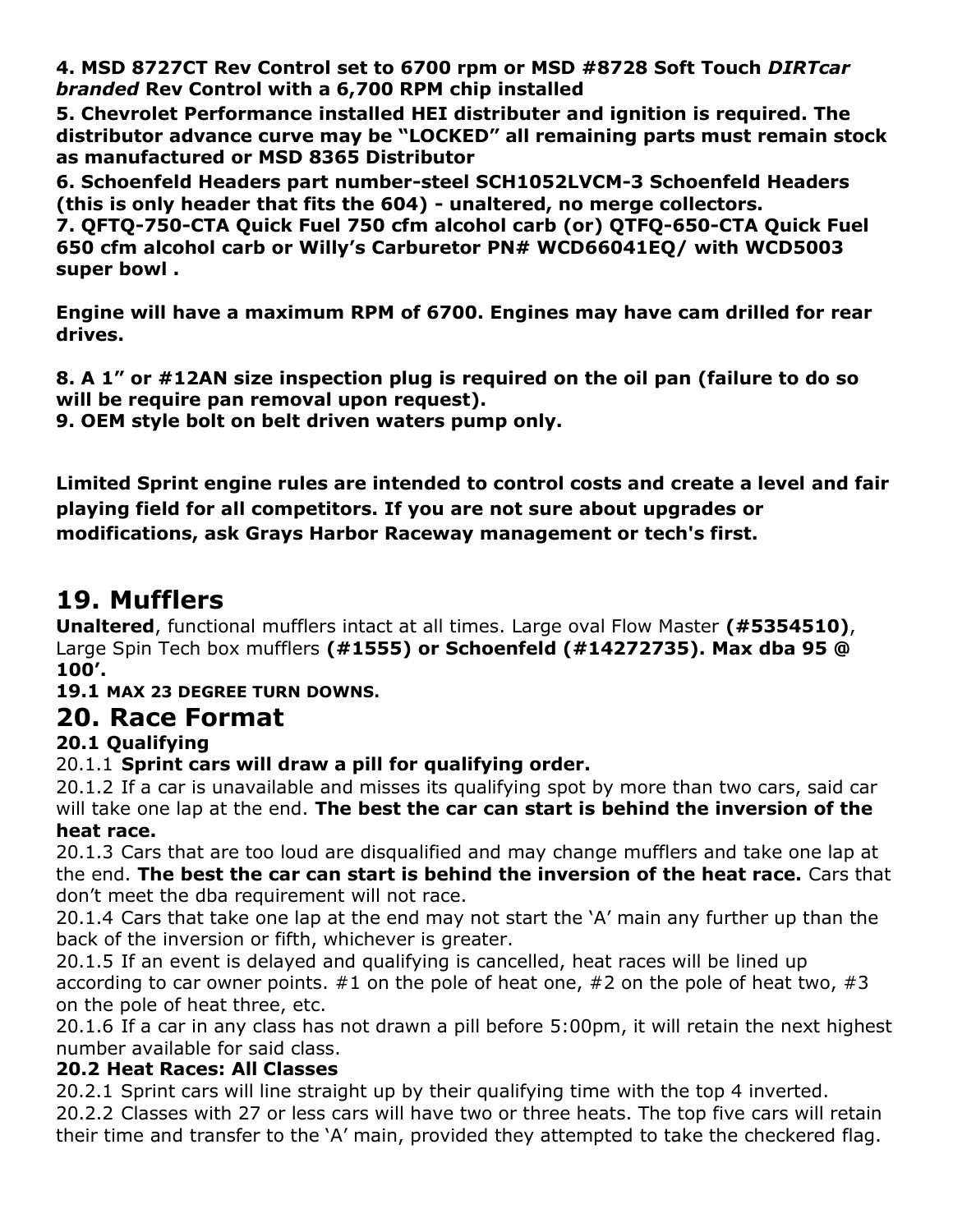**4. MSD 8727CT Rev Control set to 6700 rpm or MSD #8728 Soft Touch *DIRTcar branded* Rev Control with a 6,700 RPM chip installed**

**5. Chevrolet Performance installed HEI distributer and ignition is required. The distributor advance curve may be "LOCKED" all remaining parts must remain stock as manufactured or MSD 8365 Distributor**

**6. Schoenfeld Headers part number-steel SCH1052LVCM-3 Schoenfeld Headers (this is only header that fits the 604) - unaltered, no merge collectors.**

**7. QFTQ-750-CTA Quick Fuel 750 cfm alcohol carb (or) QTFQ-650-CTA Quick Fuel 650 cfm alcohol carb or Willy's Carburetor PN# WCD66041EQ/ with WCD5003 super bowl .**

**Engine will have a maximum RPM of 6700. Engines may have cam drilled for rear drives.**

**8. A 1" or #12AN size inspection plug is required on the oil pan (failure to do so will be require pan removal upon request).**

**9. OEM style bolt on belt driven waters pump only.**

**Limited Sprint engine rules are intended to control costs and create a level and fair playing field for all competitors. If you are not sure about upgrades or modifications, ask Grays Harbor Raceway management or tech's first.**

# 19. Mufflers

**Unaltered**, functional mufflers intact at all times. Large oval Flow Master **(#5354510)**, Large Spin Tech box mufflers **(#1555) or Schoenfeld (#14272735). Max dba 95 @ 100'.**

**19.1 MAX 23 DEGREE TURN DOWNS.**

# 20. Race Format

## 20.1 Qualifying

20.1.1 **Sprint cars will draw a pill for qualifying order.**

20.1.2 If a car is unavailable and misses its qualifying spot by more than two cars, said car will take one lap at the end. **The best the car can start is behind the inversion of the heat race.**

20.1.3 Cars that are too loud are disqualified and may change mufflers and take one lap at the end. **The best the car can start is behind the inversion of the heat race.** Cars that don't meet the dba requirement will not race.

20.1.4 Cars that take one lap at the end may not start the 'A' main any further up than the back of the inversion or fifth, whichever is greater.

20.1.5 If an event is delayed and qualifying is cancelled, heat races will be lined up according to car owner points. #1 on the pole of heat one, #2 on the pole of heat two, #3 on the pole of heat three, etc.

20.1.6 If a car in any class has not drawn a pill before 5:00pm, it will retain the next highest number available for said class.

## 20.2 Heat Races: All Classes

20.2.1 Sprint cars will line straight up by their qualifying time with the top 4 inverted.

20.2.2 Classes with 27 or less cars will have two or three heats. The top five cars will retain their time and transfer to the 'A' main, provided they attempted to take the checkered flag.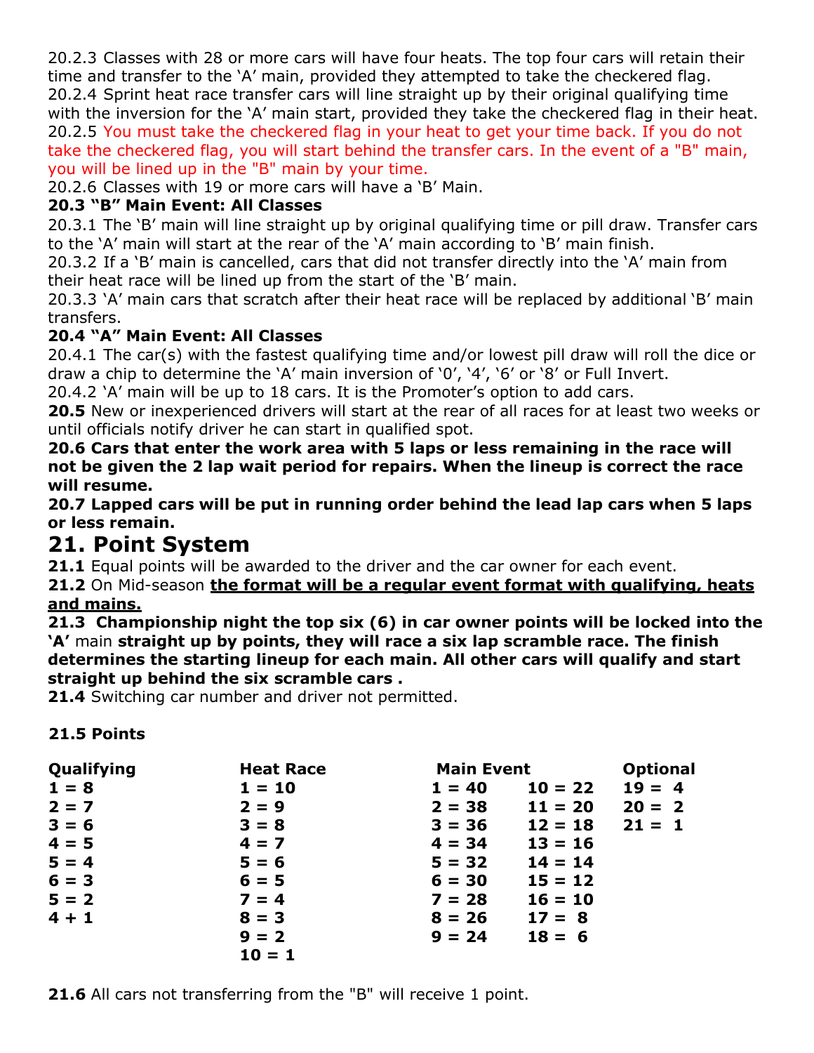20.2.3 Classes with 28 or more cars will have four heats. The top four cars will retain their time and transfer to the 'A' main, provided they attempted to take the checkered flag.
20.2.4 Sprint heat race transfer cars will line straight up by their original qualifying time with the inversion for the 'A' main start, provided they take the checkered flag in their heat.
20.2.5 You must take the checkered flag in your heat to get your time back. If you do not take the checkered flag, you will start behind the transfer cars. In the event of a "B" main, you will be lined up in the "B" main by your time.
20.2.6 Classes with 19 or more cars will have a 'B' Main.

**20.3 "B" Main Event: All Classes**

20.3.1 The 'B' main will line straight up by original qualifying time or pill draw. Transfer cars to the 'A' main will start at the rear of the 'A' main according to 'B' main finish.
20.3.2 If a 'B' main is cancelled, cars that did not transfer directly into the 'A' main from their heat race will be lined up from the start of the 'B' main.
20.3.3 'A' main cars that scratch after their heat race will be replaced by additional 'B' main transfers.

**20.4 "A" Main Event: All Classes**

20.4.1 The car(s) with the fastest qualifying time and/or lowest pill draw will roll the dice or draw a chip to determine the 'A' main inversion of '0', '4', '6' or '8' or Full Invert.
20.4.2 'A' main will be up to 18 cars. It is the Promoter's option to add cars.

**20.5** New or inexperienced drivers will start at the rear of all races for at least two weeks or until officials notify driver he can start in qualified spot.

**20.6 Cars that enter the work area with 5 laps or less remaining in the race will not be given the 2 lap wait period for repairs. When the lineup is correct the race will resume.**

**20.7 Lapped cars will be put in running order behind the lead lap cars when 5 laps or less remain.**

# 21. Point System

**21.1** Equal points will be awarded to the driver and the car owner for each event.

**21.2** On Mid-season **the format will be a regular event format with qualifying, heats and mains.**

**21.3 Championship night the top six (6) in car owner points will be locked into the 'A'** main **straight up by points, they will race a six lap scramble race. The finish determines the starting lineup for each main. All other cars will qualify and start straight up behind the six scramble cars .**

**21.4** Switching car number and driver not permitted.

**21.5 Points**

| Qualifying | Heat Race | Main Event | | Optional |
|---|---|---|---|---|
| 1 = 8 | 1 = 10 | 1 = 40 | 10 = 22 | 19 = 4 |
| 2 = 7 | 2 = 9 | 2 = 38 | 11 = 20 | 20 = 2 |
| 3 = 6 | 3 = 8 | 3 = 36 | 12 = 18 | 21 = 1 |
| 4 = 5 | 4 = 7 | 4 = 34 | 13 = 16 | |
| 5 = 4 | 5 = 6 | 5 = 32 | 14 = 14 | |
| 6 = 3 | 6 = 5 | 6 = 30 | 15 = 12 | |
| 5 = 2 | 7 = 4 | 7 = 28 | 16 = 10 | |
| 4 + 1 | 8 = 3 | 8 = 26 | 17 = 8 | |
| | 9 = 2 | 9 = 24 | 18 = 6 | |
| | 10 = 1 | | | |

**21.6** All cars not transferring from the "B" will receive 1 point.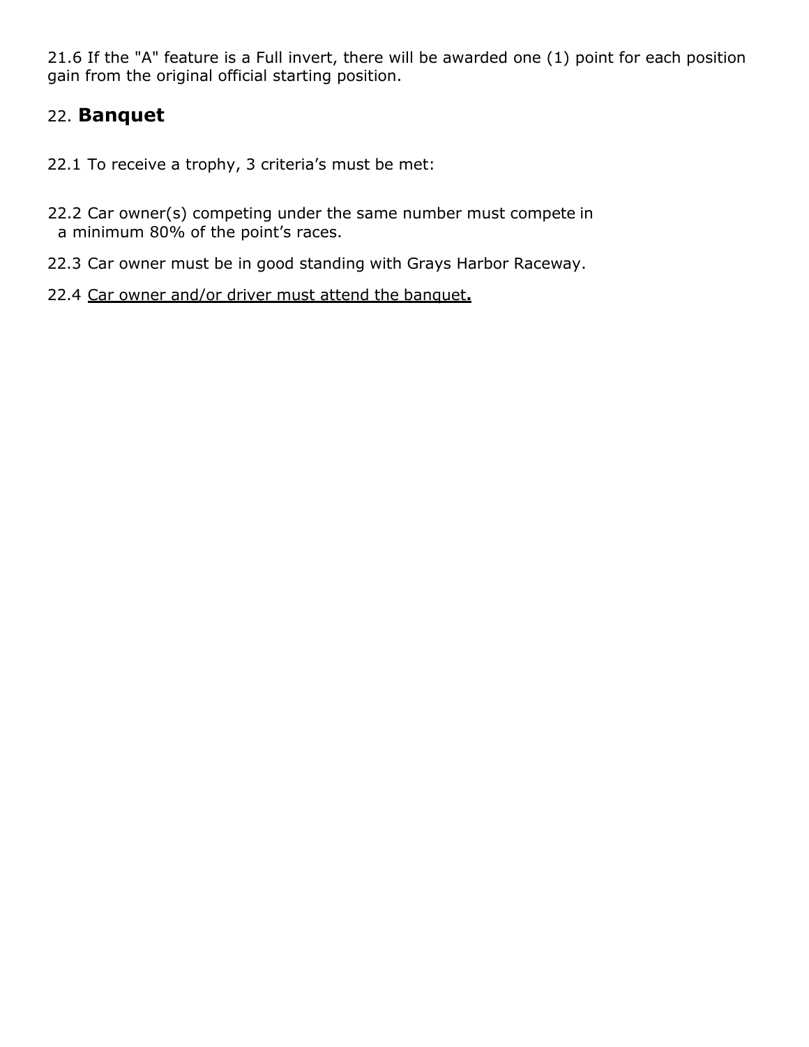21.6 If the "A" feature is a Full invert, there will be awarded one (1) point for each position gain from the original official starting position.

## 22. **Banquet**

22.1 To receive a trophy, 3 criteria's must be met:

22.2 Car owner(s) competing under the same number must compete in a minimum 80% of the point's races.

22.3 Car owner must be in good standing with Grays Harbor Raceway.

22.4 <u>Car owner and/or driver must attend the banquet</u>**.**